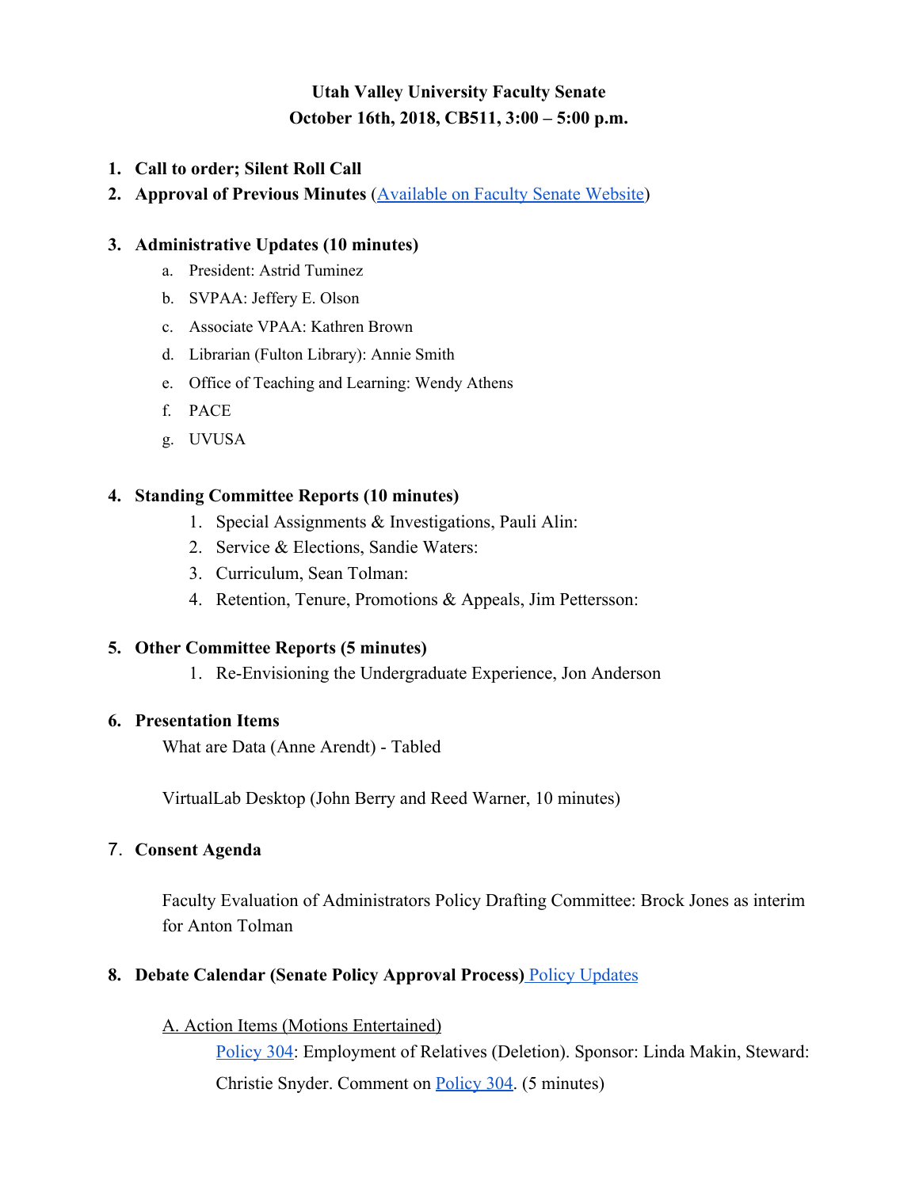**Utah Valley University Faculty Senate**
**October 16th, 2018, CB511, 3:00 – 5:00 p.m.**

1. **Call to order; Silent Roll Call**
2. **Approval of Previous Minutes** (Available on Faculty Senate Website)

3. **Administrative Updates (10 minutes)**
   a. President: Astrid Tuminez
   b. SVPAA: Jeffery E. Olson
   c. Associate VPAA: Kathren Brown
   d. Librarian (Fulton Library): Annie Smith
   e. Office of Teaching and Learning: Wendy Athens
   f. PACE
   g. UVUSA

4. **Standing Committee Reports (10 minutes)**
   1. Special Assignments & Investigations, Pauli Alin:
   2. Service & Elections, Sandie Waters:
   3. Curriculum, Sean Tolman:
   4. Retention, Tenure, Promotions & Appeals, Jim Pettersson:

5. **Other Committee Reports (5 minutes)**
   1. Re-Envisioning the Undergraduate Experience, Jon Anderson

6. **Presentation Items**

   What are Data (Anne Arendt) - Tabled

   VirtualLab Desktop (John Berry and Reed Warner, 10 minutes)

7. **Consent Agenda**

   Faculty Evaluation of Administrators Policy Drafting Committee: Brock Jones as interim for Anton Tolman

8. **Debate Calendar (Senate Policy Approval Process)** Policy Updates

   A. Action Items (Motions Entertained)

   Policy 304: Employment of Relatives (Deletion). Sponsor: Linda Makin, Steward: Christie Snyder. Comment on Policy 304. (5 minutes)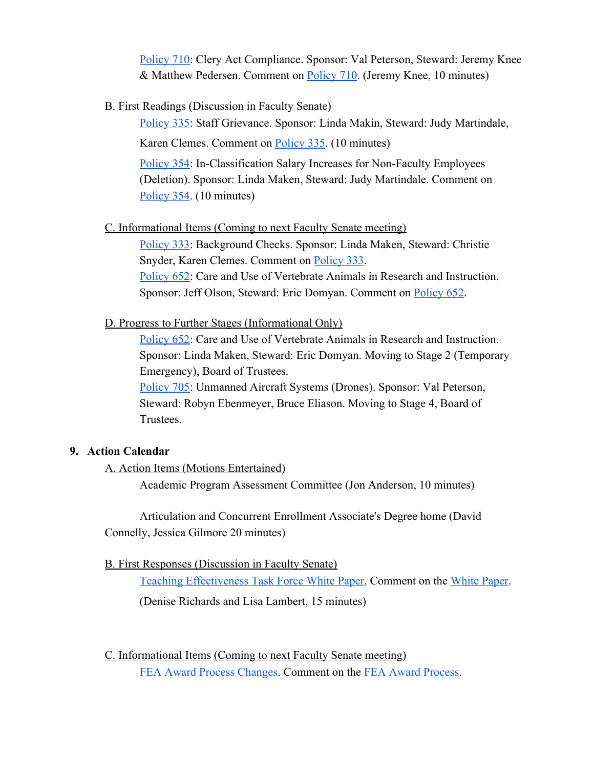[Policy 710](): Clery Act Compliance. Sponsor: Val Peterson, Steward: Jeremy Knee & Matthew Pedersen. Comment on [Policy 710](). (Jeremy Knee, 10 minutes)

B. First Readings (Discussion in Faculty Senate)

[Policy 335](): Staff Grievance. Sponsor: Linda Makin, Steward: Judy Martindale, Karen Clemes. Comment on [Policy 335](). (10 minutes)

[Policy 354](): In-Classification Salary Increases for Non-Faculty Employees (Deletion). Sponsor: Linda Maken, Steward: Judy Martindale. Comment on [Policy 354](). (10 minutes)

C. Informational Items (Coming to next Faculty Senate meeting)

[Policy 333](): Background Checks. Sponsor: Linda Maken, Steward: Christie Snyder, Karen Clemes. Comment on [Policy 333]().

[Policy 652](): Care and Use of Vertebrate Animals in Research and Instruction. Sponsor: Jeff Olson, Steward: Eric Domyan. Comment on [Policy 652]().

D. Progress to Further Stages (Informational Only)

[Policy 652](): Care and Use of Vertebrate Animals in Research and Instruction. Sponsor: Linda Maken, Steward: Eric Domyan. Moving to Stage 2 (Temporary Emergency), Board of Trustees.

[Policy 705](): Unmanned Aircraft Systems (Drones). Sponsor: Val Peterson, Steward: Robyn Ebenmeyer, Bruce Eliason. Moving to Stage 4, Board of Trustees.

**9. Action Calendar**

A. Action Items (Motions Entertained)

Academic Program Assessment Committee (Jon Anderson, 10 minutes)

Articulation and Concurrent Enrollment Associate's Degree home (David Connelly, Jessica Gilmore 20 minutes)

B. First Responses (Discussion in Faculty Senate)

[Teaching Effectiveness Task Force White Paper](). Comment on the [White Paper]().

(Denise Richards and Lisa Lambert, 15 minutes)

C. Informational Items (Coming to next Faculty Senate meeting)

[FEA Award Process Changes](). Comment on the [FEA Award Process]().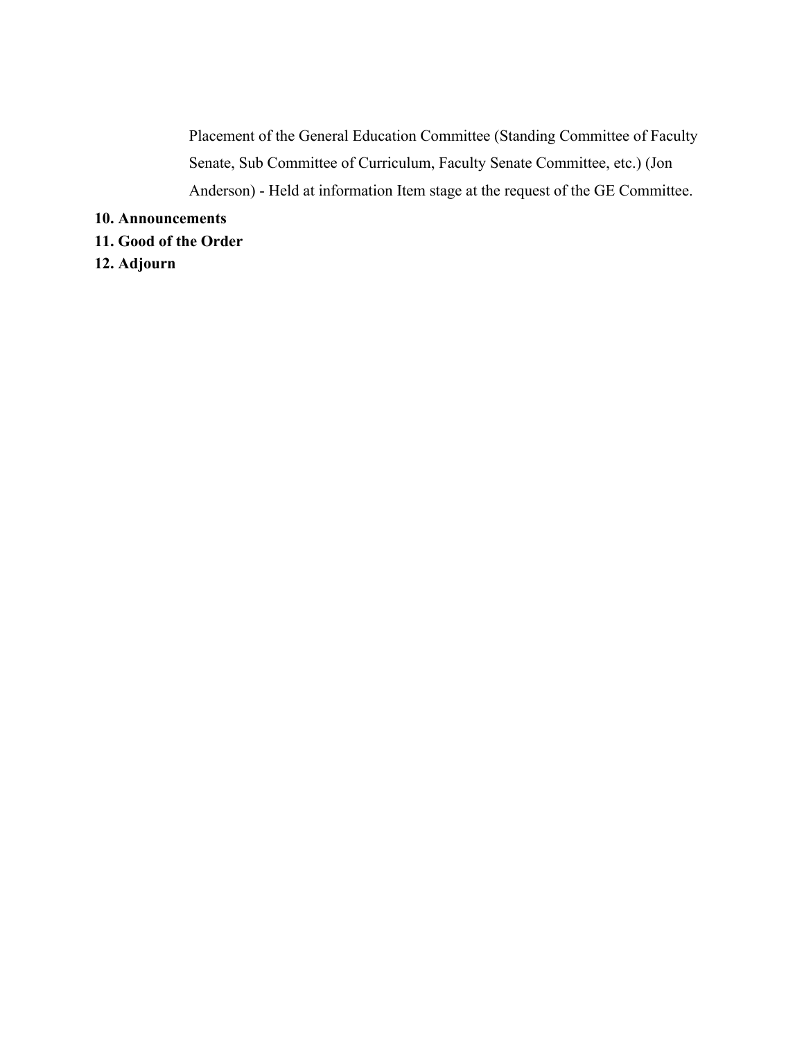Placement of the General Education Committee (Standing Committee of Faculty Senate, Sub Committee of Curriculum, Faculty Senate Committee, etc.) (Jon Anderson) - Held at information Item stage at the request of the GE Committee.

**10. Announcements**

**11. Good of the Order**

**12. Adjourn**